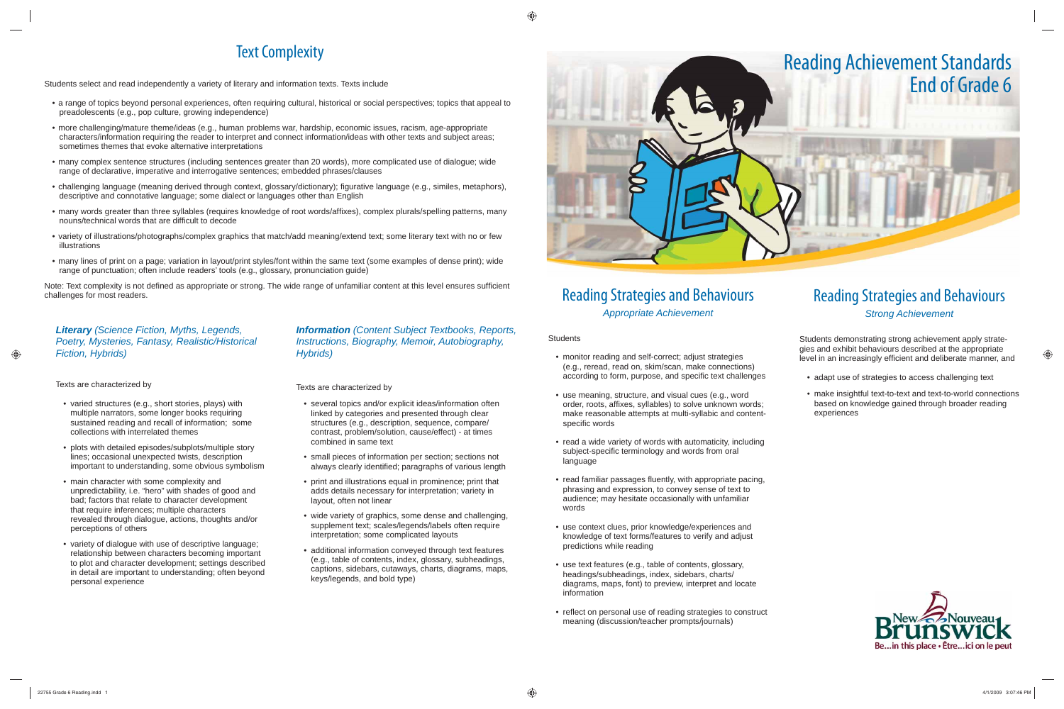# Reading Achievement Standards End of Grade 6

## Text Complexity

Students select and read independently a variety of literary and information texts. Texts include

- a range of topics beyond personal experiences, often requiring cultural, historical or social perspectives; topics that appeal to preadolescents (e.g., pop culture, growing independence)
- more challenging/mature theme/ideas (e.g., human problems war, hardship, economic issues, racism, age-appropriate characters/information requiring the reader to interpret and connect information/ideas with other texts and subject areas; sometimes themes that evoke alternative interpretations
- many complex sentence structures (including sentences greater than 20 words), more complicated use of dialogue; wide range of declarative, imperative and interrogative sentences; embedded phrases/clauses
- challenging language (meaning derived through context, glossary/dictionary); figurative language (e.g., similes, metaphors), descriptive and connotative language; some dialect or languages other than English
- many words greater than three syllables (requires knowledge of root words/affixes), complex plurals/spelling patterns, many nouns/technical words that are difficult to decode
- variety of illustrations/photographs/complex graphics that match/add meaning/extend text; some literary text with no or few illustrations
- many lines of print on a page; variation in layout/print styles/font within the same text (some examples of dense print); wide range of punctuation; often include readers' tools (e.g., glossary, pronunciation guide)

Note: Text complexity is not defined as appropriate or strong. The wide range of unfamiliar content at this level ensures sufficient challenges for most readers.

### ***Literary*** *(Science Fiction, Myths, Legends, Poetry, Mysteries, Fantasy, Realistic/Historical Fiction, Hybrids)*

Texts are characterized by

- varied structures (e.g., short stories, plays) with multiple narrators, some longer books requiring sustained reading and recall of information; some collections with interrelated themes
- plots with detailed episodes/subplots/multiple story lines; occasional unexpected twists, description important to understanding, some obvious symbolism
- main character with some complexity and unpredictability, i.e. "hero" with shades of good and bad; factors that relate to character development that require inferences; multiple characters revealed through dialogue, actions, thoughts and/or perceptions of others
- variety of dialogue with use of descriptive language; relationship between characters becoming important to plot and character development; settings described in detail are important to understanding; often beyond personal experience

### ***Information*** *(Content Subject Textbooks, Reports, Instructions, Biography, Memoir, Autobiography, Hybrids)*

Texts are characterized by

- several topics and/or explicit ideas/information often linked by categories and presented through clear structures (e.g., description, sequence, compare/contrast, problem/solution, cause/effect) - at times combined in same text
- small pieces of information per section; sections not always clearly identified; paragraphs of various length
- print and illustrations equal in prominence; print that adds details necessary for interpretation; variety in layout, often not linear
- wide variety of graphics, some dense and challenging, supplement text; scales/legends/labels often require interpretation; some complicated layouts
- additional information conveyed through text features (e.g., table of contents, index, glossary, subheadings, captions, sidebars, cutaways, charts, diagrams, maps, keys/legends, and bold type)

## Reading Strategies and Behaviours

*Appropriate Achievement*

Students

- monitor reading and self-correct; adjust strategies (e.g., reread, read on, skim/scan, make connections) according to form, purpose, and specific text challenges
- use meaning, structure, and visual cues (e.g., word order, roots, affixes, syllables) to solve unknown words; make reasonable attempts at multi-syllabic and content-specific words
- read a wide variety of words with automaticity, including subject-specific terminology and words from oral language
- read familiar passages fluently, with appropriate pacing, phrasing and expression, to convey sense of text to audience; may hesitate occasionally with unfamiliar words
- use context clues, prior knowledge/experiences and knowledge of text forms/features to verify and adjust predictions while reading
- use text features (e.g., table of contents, glossary, headings/subheadings, index, sidebars, charts/diagrams, maps, font) to preview, interpret and locate information
- reflect on personal use of reading strategies to construct meaning (discussion/teacher prompts/journals)

## Reading Strategies and Behaviours

*Strong Achievement*

Students demonstrating strong achievement apply strategies and exhibit behaviours described at the appropriate level in an increasingly efficient and deliberate manner, and

- adapt use of strategies to access challenging text
- make insightful text-to-text and text-to-world connections based on knowledge gained through broader reading experiences

New Nouveau Brunswick
Be...in this place • Être...ici on le peut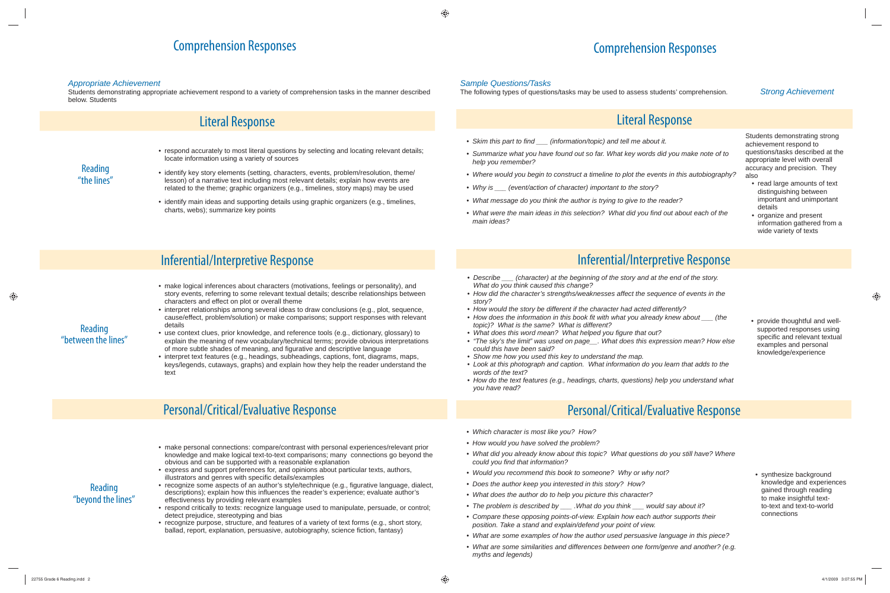# Comprehension Responses

*Appropriate Achievement*

Students demonstrating appropriate achievement respond to a variety of comprehension tasks in the manner described below. Students

## Literal Response

### Reading "the lines"

- respond accurately to most literal questions by selecting and locating relevant details; locate information using a variety of sources
- identify key story elements (setting, characters, events, problem/resolution, theme/lesson) of a narrative text including most relevant details; explain how events are related to the theme; graphic organizers (e.g., timelines, story maps) may be used
- identify main ideas and supporting details using graphic organizers (e.g., timelines, charts, webs); summarize key points

## Inferential/Interpretive Response

### Reading "between the lines"

- make logical inferences about characters (motivations, feelings or personality), and story events, referring to some relevant textual details; describe relationships between characters and effect on plot or overall theme
- interpret relationships among several ideas to draw conclusions (e.g., plot, sequence, cause/effect, problem/solution) or make comparisons; support responses with relevant details
- use context clues, prior knowledge, and reference tools (e.g., dictionary, glossary) to explain the meaning of new vocabulary/technical terms; provide obvious interpretations of more subtle shades of meaning, and figurative and descriptive language
- interpret text features (e.g., headings, subheadings, captions, font, diagrams, maps, keys/legends, cutaways, graphs) and explain how they help the reader understand the text

## Personal/Critical/Evaluative Response

### Reading "beyond the lines"

- make personal connections: compare/contrast with personal experiences/relevant prior knowledge and make logical text-to-text comparisons; many connections go beyond the obvious and can be supported with a reasonable explanation
- express and support preferences for, and opinions about particular texts, authors, illustrators and genres with specific details/examples
- recognize some aspects of an author's style/technique (e.g., figurative language, dialect, descriptions); explain how this influences the reader's experience; evaluate author's effectiveness by providing relevant examples
- respond critically to texts: recognize language used to manipulate, persuade, or control; detect prejudice, stereotyping and bias
- recognize purpose, structure, and features of a variety of text forms (e.g., short story, ballad, report, explanation, persuasive, autobiography, science fiction, fantasy)

# Comprehension Responses

*Sample Questions/Tasks*

The following types of questions/tasks may be used to assess students' comprehension.

*Strong Achievement*

## Literal Response

- *Skim this part to find ___ (information/topic) and tell me about it.*
- *Summarize what you have found out so far. What key words did you make note of to help you remember?*
- *Where would you begin to construct a timeline to plot the events in this autobiography?*
- *Why is ___ (event/action of character) important to the story?*
- *What message do you think the author is trying to give to the reader?*
- *What were the main ideas in this selection? What did you find out about each of the main ideas?*

Students demonstrating strong achievement respond to questions/tasks described at the appropriate level with overall accuracy and precision. They also

- read large amounts of text distinguishing between important and unimportant details
- organize and present information gathered from a wide variety of texts

## Inferential/Interpretive Response

- *Describe ___ (character) at the beginning of the story and at the end of the story. What do you think caused this change?*
- *How did the character's strengths/weaknesses affect the sequence of events in the story?*
- *How would the story be different if the character had acted differently?*
- *How does the information in this book fit with what you already knew about ___ (the topic)? What is the same? What is different?*
- *What does this word mean? What helped you figure that out?*
- *"The sky's the limit" was used on page__. What does this expression mean? How else could this have been said?*
- *Show me how you used this key to understand the map.*
- *Look at this photograph and caption. What information do you learn that adds to the words of the text?*
- *How do the text features (e.g., headings, charts, questions) help you understand what you have read?*

- provide thoughtful and well-supported responses using specific and relevant textual examples and personal knowledge/experience

## Personal/Critical/Evaluative Response

- *Which character is most like you? How?*
- *How would you have solved the problem?*
- *What did you already know about this topic? What questions do you still have? Where could you find that information?*
- *Would you recommend this book to someone? Why or why not?*
- *Does the author keep you interested in this story? How?*
- *What does the author do to help you picture this character?*
- *The problem is described by ___ .What do you think ___ would say about it?*
- *Compare these opposing points-of-view. Explain how each author supports their position. Take a stand and explain/defend your point of view.*
- *What are some examples of how the author used persuasive language in this piece?*
- *What are some similarities and differences between one form/genre and another? (e.g. myths and legends)*

- synthesize background knowledge and experiences gained through reading to make insightful text-to-text and text-to-world connections